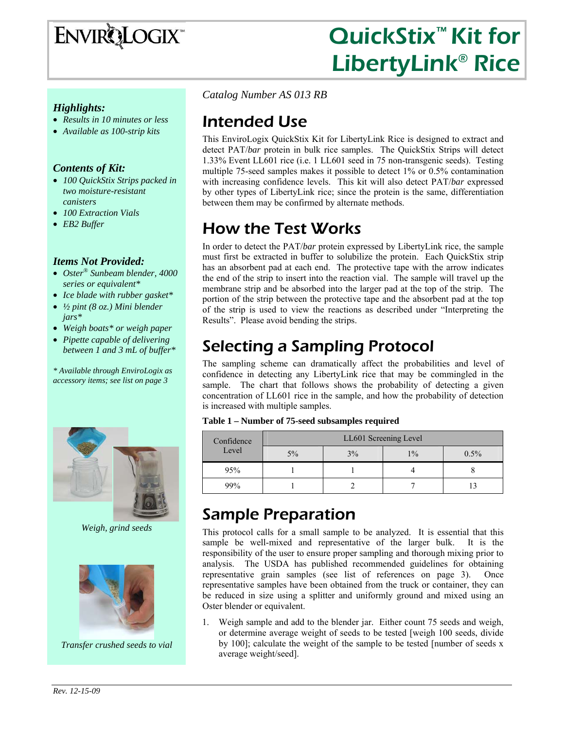ENVIROLOGIX™

# QuickStix™ Kit for LibertyLink® Rice

### *Highlights:*

- *Results in 10 minutes or less*
- *Available as 100-strip kits*

### *Contents of Kit:*

- *100 QuickStix Strips packed in two moisture-resistant canisters*
- *100 Extraction Vials*
- *EB2 Buffer*

### *Items Not Provided:*

- *Oster® Sunbeam blender, 4000 series or equivalent**
- *Ice blade with rubber gasket**
- *½ pint (8 oz.) Mini blender jars**
- *Weigh boats* or weigh paper*
- *Pipette capable of delivering between 1 and 3 mL of buffer**

*\* Available through EnviroLogix as accessory items; see list on page 3*

*Weigh, grind seeds*

*Transfer crushed seeds to vial*

*Catalog Number AS 013 RB*

## Intended Use

This EnviroLogix QuickStix Kit for LibertyLink Rice is designed to extract and detect PAT/*bar* protein in bulk rice samples. The QuickStix Strips will detect 1.33% Event LL601 rice (i.e. 1 LL601 seed in 75 non-transgenic seeds). Testing multiple 75-seed samples makes it possible to detect 1% or 0.5% contamination with increasing confidence levels. This kit will also detect PAT/*bar* expressed by other types of LibertyLink rice; since the protein is the same, differentiation between them may be confirmed by alternate methods.

## How the Test Works

In order to detect the PAT/*bar* protein expressed by LibertyLink rice, the sample must first be extracted in buffer to solubilize the protein. Each QuickStix strip has an absorbent pad at each end. The protective tape with the arrow indicates the end of the strip to insert into the reaction vial. The sample will travel up the membrane strip and be absorbed into the larger pad at the top of the strip. The portion of the strip between the protective tape and the absorbent pad at the top of the strip is used to view the reactions as described under "Interpreting the Results". Please avoid bending the strips.

## Selecting a Sampling Protocol

The sampling scheme can dramatically affect the probabilities and level of confidence in detecting any LibertyLink rice that may be commingled in the sample. The chart that follows shows the probability of detecting a given concentration of LL601 rice in the sample, and how the probability of detection is increased with multiple samples.

**Table 1 – Number of 75-seed subsamples required**

| Confidence Level | LL601 Screening Level | | | |
|---|---|---|---|---|
| | 5% | 3% | 1% | 0.5% |
| 95% | 1 | 1 | 4 | 8 |
| 99% | 1 | 2 | 7 | 13 |

## Sample Preparation

This protocol calls for a small sample to be analyzed. It is essential that this sample be well-mixed and representative of the larger bulk. It is the responsibility of the user to ensure proper sampling and thorough mixing prior to analysis. The USDA has published recommended guidelines for obtaining representative grain samples (see list of references on page 3). Once representative samples have been obtained from the truck or container, they can be reduced in size using a splitter and uniformly ground and mixed using an Oster blender or equivalent.

1. Weigh sample and add to the blender jar. Either count 75 seeds and weigh, or determine average weight of seeds to be tested [weigh 100 seeds, divide by 100]; calculate the weight of the sample to be tested [number of seeds x average weight/seed].

*Rev. 12-15-09*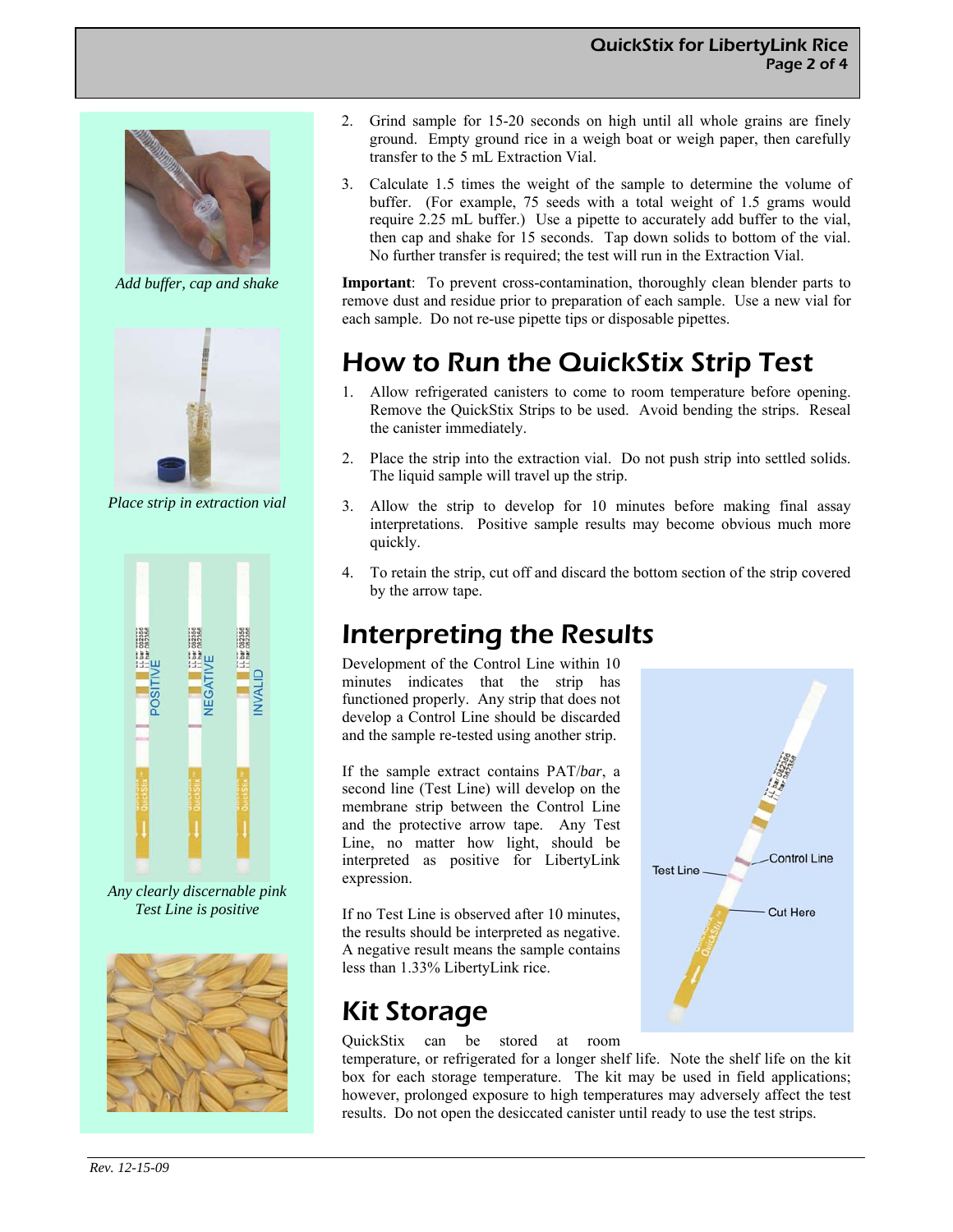2. Grind sample for 15-20 seconds on high until all whole grains are finely ground. Empty ground rice in a weigh boat or weigh paper, then carefully transfer to the 5 mL Extraction Vial.

3. Calculate 1.5 times the weight of the sample to determine the volume of buffer. (For example, 75 seeds with a total weight of 1.5 grams would require 2.25 mL buffer.) Use a pipette to accurately add buffer to the vial, then cap and shake for 15 seconds. Tap down solids to bottom of the vial. No further transfer is required; the test will run in the Extraction Vial.

**Important**: To prevent cross-contamination, thoroughly clean blender parts to remove dust and residue prior to preparation of each sample. Use a new vial for each sample. Do not re-use pipette tips or disposable pipettes.

*Add buffer, cap and shake*

*Place strip in extraction vial*

*Any clearly discernable pink Test Line is positive*

## How to Run the QuickStix Strip Test

1. Allow refrigerated canisters to come to room temperature before opening. Remove the QuickStix Strips to be used. Avoid bending the strips. Reseal the canister immediately.

2. Place the strip into the extraction vial. Do not push strip into settled solids. The liquid sample will travel up the strip.

3. Allow the strip to develop for 10 minutes before making final assay interpretations. Positive sample results may become obvious much more quickly.

4. To retain the strip, cut off and discard the bottom section of the strip covered by the arrow tape.

## Interpreting the Results

Development of the Control Line within 10 minutes indicates that the strip has functioned properly. Any strip that does not develop a Control Line should be discarded and the sample re-tested using another strip.

If the sample extract contains PAT/*bar*, a second line (Test Line) will develop on the membrane strip between the Control Line and the protective arrow tape. Any Test Line, no matter how light, should be interpreted as positive for LibertyLink expression.

If no Test Line is observed after 10 minutes, the results should be interpreted as negative. A negative result means the sample contains less than 1.33% LibertyLink rice.

## Kit Storage

QuickStix can be stored at room temperature, or refrigerated for a longer shelf life. Note the shelf life on the kit box for each storage temperature. The kit may be used in field applications; however, prolonged exposure to high temperatures may adversely affect the test results. Do not open the desiccated canister until ready to use the test strips.

*Rev. 12-15-09*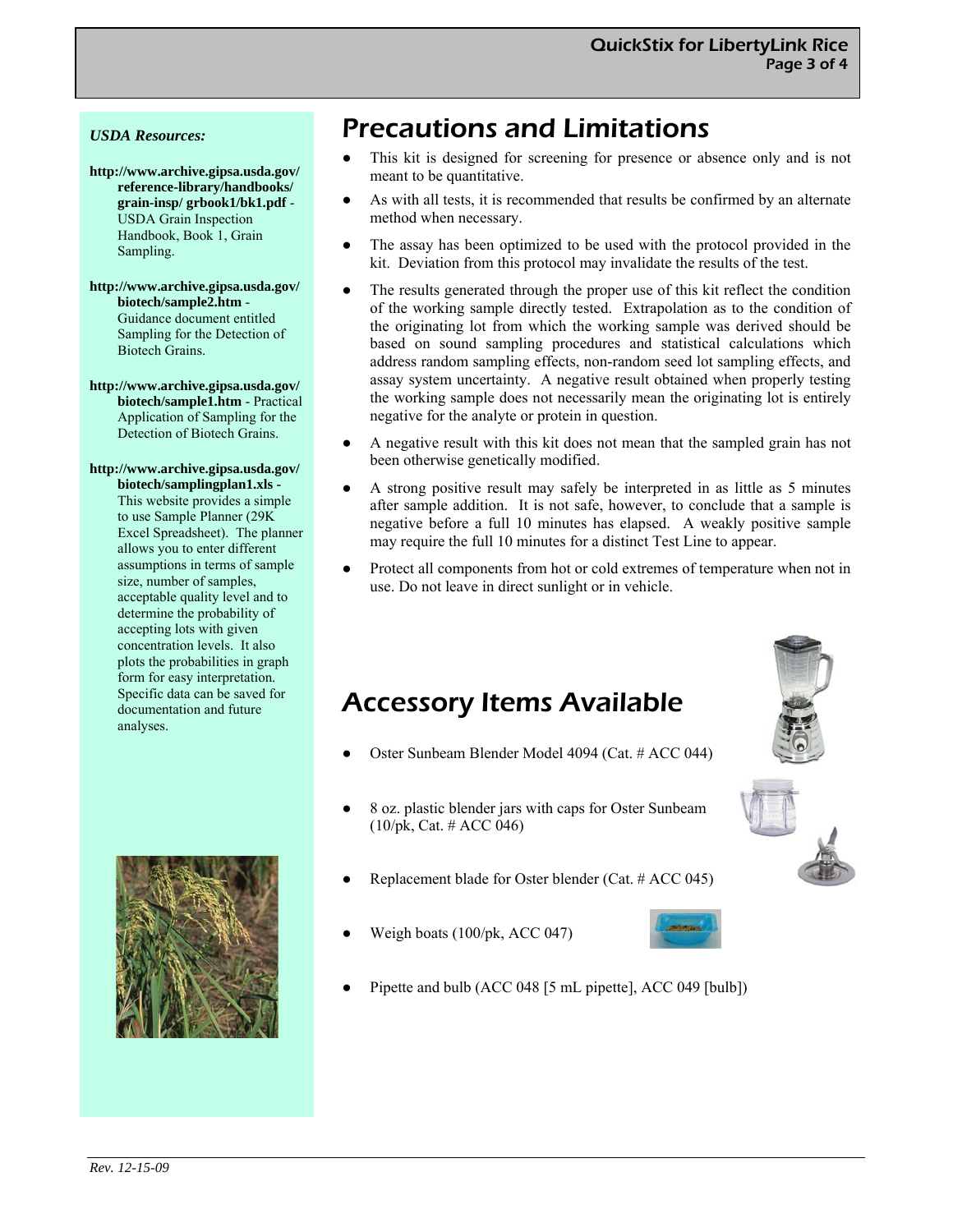*USDA Resources:*

**http://www.archive.gipsa.usda.gov/reference-library/handbooks/grain-insp/ grbook1/bk1.pdf** - USDA Grain Inspection Handbook, Book 1, Grain Sampling.

**http://www.archive.gipsa.usda.gov/biotech/sample2.htm** - Guidance document entitled Sampling for the Detection of Biotech Grains.

**http://www.archive.gipsa.usda.gov/biotech/sample1.htm** - Practical Application of Sampling for the Detection of Biotech Grains.

**http://www.archive.gipsa.usda.gov/biotech/samplingplan1.xls** - This website provides a simple to use Sample Planner (29K Excel Spreadsheet). The planner allows you to enter different assumptions in terms of sample size, number of samples, acceptable quality level and to determine the probability of accepting lots with given concentration levels. It also plots the probabilities in graph form for easy interpretation. Specific data can be saved for documentation and future analyses.

# Precautions and Limitations

- This kit is designed for screening for presence or absence only and is not meant to be quantitative.
- As with all tests, it is recommended that results be confirmed by an alternate method when necessary.
- The assay has been optimized to be used with the protocol provided in the kit. Deviation from this protocol may invalidate the results of the test.
- The results generated through the proper use of this kit reflect the condition of the working sample directly tested. Extrapolation as to the condition of the originating lot from which the working sample was derived should be based on sound sampling procedures and statistical calculations which address random sampling effects, non-random seed lot sampling effects, and assay system uncertainty. A negative result obtained when properly testing the working sample does not necessarily mean the originating lot is entirely negative for the analyte or protein in question.
- A negative result with this kit does not mean that the sampled grain has not been otherwise genetically modified.
- A strong positive result may safely be interpreted in as little as 5 minutes after sample addition. It is not safe, however, to conclude that a sample is negative before a full 10 minutes has elapsed. A weakly positive sample may require the full 10 minutes for a distinct Test Line to appear.
- Protect all components from hot or cold extremes of temperature when not in use. Do not leave in direct sunlight or in vehicle.

# Accessory Items Available

- Oster Sunbeam Blender Model 4094 (Cat. # ACC 044)
- 8 oz. plastic blender jars with caps for Oster Sunbeam (10/pk, Cat. # ACC 046)
- Replacement blade for Oster blender (Cat. # ACC 045)
- Weigh boats (100/pk, ACC 047)
- Pipette and bulb (ACC 048 [5 mL pipette], ACC 049 [bulb])

*Rev. 12-15-09*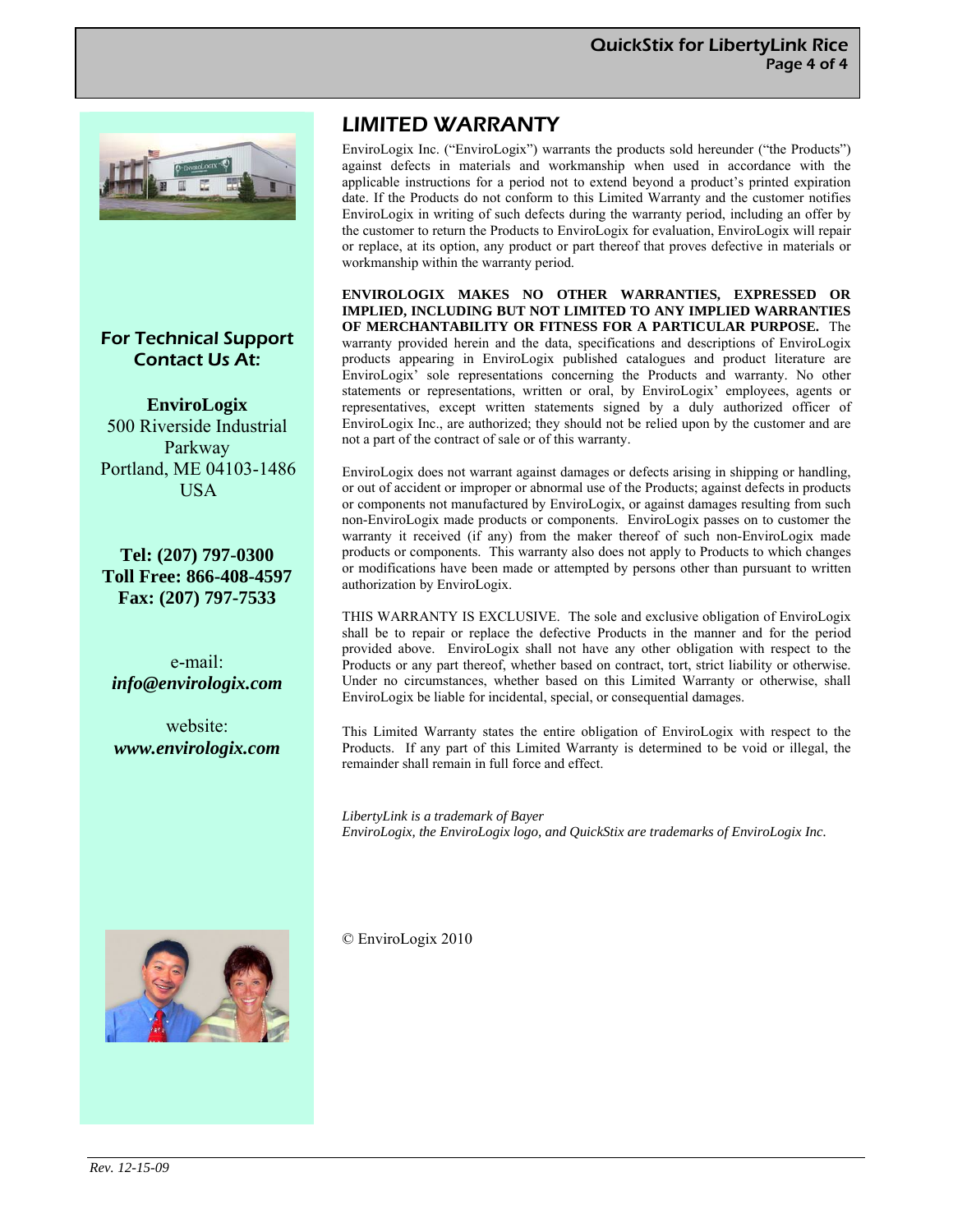## LIMITED WARRANTY

EnviroLogix Inc. ("EnviroLogix") warrants the products sold hereunder ("the Products") against defects in materials and workmanship when used in accordance with the applicable instructions for a period not to extend beyond a product's printed expiration date. If the Products do not conform to this Limited Warranty and the customer notifies EnviroLogix in writing of such defects during the warranty period, including an offer by the customer to return the Products to EnviroLogix for evaluation, EnviroLogix will repair or replace, at its option, any product or part thereof that proves defective in materials or workmanship within the warranty period.

**ENVIROLOGIX MAKES NO OTHER WARRANTIES, EXPRESSED OR IMPLIED, INCLUDING BUT NOT LIMITED TO ANY IMPLIED WARRANTIES OF MERCHANTABILITY OR FITNESS FOR A PARTICULAR PURPOSE.** The warranty provided herein and the data, specifications and descriptions of EnviroLogix products appearing in EnviroLogix published catalogues and product literature are EnviroLogix' sole representations concerning the Products and warranty. No other statements or representations, written or oral, by EnviroLogix' employees, agents or representatives, except written statements signed by a duly authorized officer of EnviroLogix Inc., are authorized; they should not be relied upon by the customer and are not a part of the contract of sale or of this warranty.

EnviroLogix does not warrant against damages or defects arising in shipping or handling, or out of accident or improper or abnormal use of the Products; against defects in products or components not manufactured by EnviroLogix, or against damages resulting from such non-EnviroLogix made products or components. EnviroLogix passes on to customer the warranty it received (if any) from the maker thereof of such non-EnviroLogix made products or components. This warranty also does not apply to Products to which changes or modifications have been made or attempted by persons other than pursuant to written authorization by EnviroLogix.

THIS WARRANTY IS EXCLUSIVE. The sole and exclusive obligation of EnviroLogix shall be to repair or replace the defective Products in the manner and for the period provided above. EnviroLogix shall not have any other obligation with respect to the Products or any part thereof, whether based on contract, tort, strict liability or otherwise. Under no circumstances, whether based on this Limited Warranty or otherwise, shall EnviroLogix be liable for incidental, special, or consequential damages.

This Limited Warranty states the entire obligation of EnviroLogix with respect to the Products. If any part of this Limited Warranty is determined to be void or illegal, the remainder shall remain in full force and effect.

*LibertyLink is a trademark of Bayer*
*EnviroLogix, the EnviroLogix logo, and QuickStix are trademarks of EnviroLogix Inc.*

© EnviroLogix 2010

### For Technical Support Contact Us At:

**EnviroLogix**
500 Riverside Industrial Parkway
Portland, ME 04103-1486
USA

**Tel: (207) 797-0300**
**Toll Free: 866-408-4597**
**Fax: (207) 797-7533**

e-mail:
***info@envirologix.com***

website:
***www.envirologix.com***

*Rev. 12-15-09*